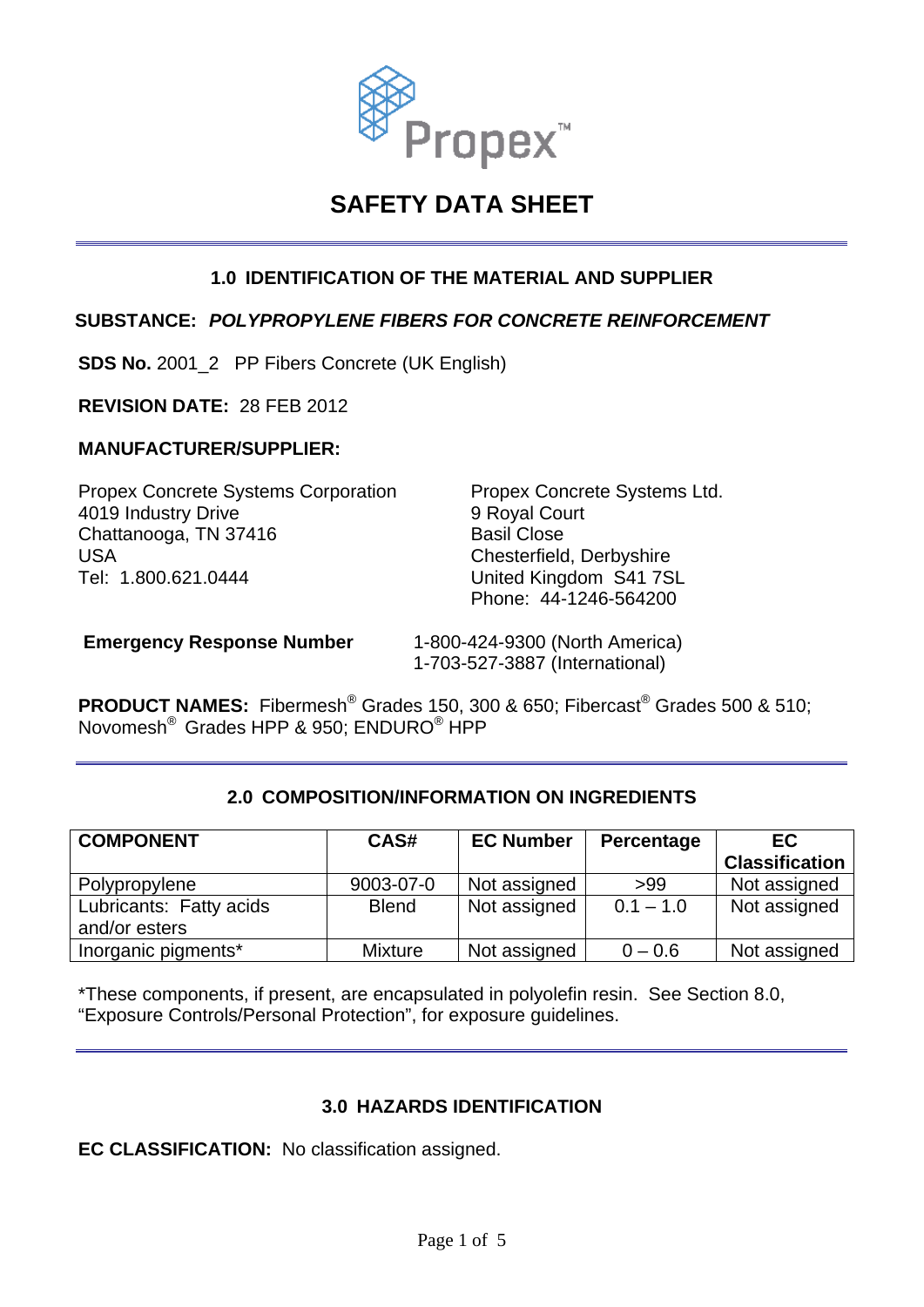Propex™

# SAFETY DATA SHEET

## 1.0 IDENTIFICATION OF THE MATERIAL AND SUPPLIER

**SUBSTANCE:** ***POLYPROPYLENE FIBERS FOR CONCRETE REINFORCEMENT***

**SDS No.** 2001_2 PP Fibers Concrete (UK English)

**REVISION DATE:** 28 FEB 2012

**MANUFACTURER/SUPPLIER:**

Propex Concrete Systems Corporation
4019 Industry Drive
Chattanooga, TN 37416
USA
Tel: 1.800.621.0444

Propex Concrete Systems Ltd.
9 Royal Court
Basil Close
Chesterfield, Derbyshire
United Kingdom S41 7SL
Phone: 44-1246-564200

**Emergency Response Number** 1-800-424-9300 (North America)
1-703-527-3887 (International)

**PRODUCT NAMES:** Fibermesh® Grades 150, 300 & 650; Fibercast® Grades 500 & 510; Novomesh® Grades HPP & 950; ENDURO® HPP

## 2.0 COMPOSITION/INFORMATION ON INGREDIENTS

| COMPONENT | CAS# | EC Number | Percentage | EC Classification |
|---|---|---|---|---|
| Polypropylene | 9003-07-0 | Not assigned | >99 | Not assigned |
| Lubricants: Fatty acids and/or esters | Blend | Not assigned | 0.1 – 1.0 | Not assigned |
| Inorganic pigments* | Mixture | Not assigned | 0 – 0.6 | Not assigned |

*These components, if present, are encapsulated in polyolefin resin. See Section 8.0, "Exposure Controls/Personal Protection", for exposure guidelines.

## 3.0 HAZARDS IDENTIFICATION

**EC CLASSIFICATION:** No classification assigned.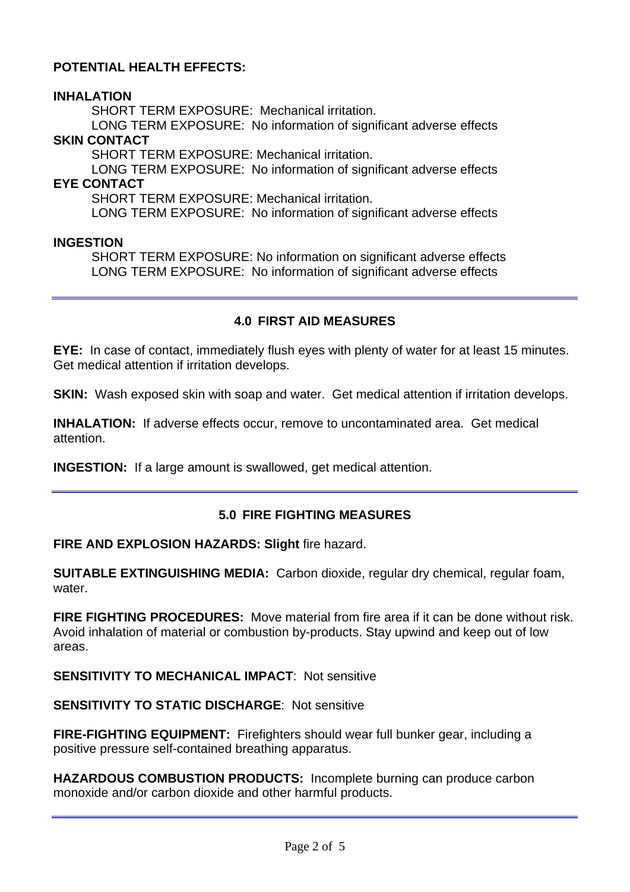**POTENTIAL HEALTH EFFECTS:**

**INHALATION**

SHORT TERM EXPOSURE: Mechanical irritation.
LONG TERM EXPOSURE: No information of significant adverse effects

**SKIN CONTACT**

SHORT TERM EXPOSURE: Mechanical irritation.
LONG TERM EXPOSURE: No information of significant adverse effects

**EYE CONTACT**

SHORT TERM EXPOSURE: Mechanical irritation.
LONG TERM EXPOSURE: No information of significant adverse effects

**INGESTION**

SHORT TERM EXPOSURE: No information on significant adverse effects
LONG TERM EXPOSURE: No information of significant adverse effects

---

## 4.0 FIRST AID MEASURES

**EYE:** In case of contact, immediately flush eyes with plenty of water for at least 15 minutes. Get medical attention if irritation develops.

**SKIN:** Wash exposed skin with soap and water. Get medical attention if irritation develops.

**INHALATION:** If adverse effects occur, remove to uncontaminated area. Get medical attention.

**INGESTION:** If a large amount is swallowed, get medical attention.

---

## 5.0 FIRE FIGHTING MEASURES

**FIRE AND EXPLOSION HAZARDS: Slight** fire hazard.

**SUITABLE EXTINGUISHING MEDIA:** Carbon dioxide, regular dry chemical, regular foam, water.

**FIRE FIGHTING PROCEDURES:** Move material from fire area if it can be done without risk. Avoid inhalation of material or combustion by-products. Stay upwind and keep out of low areas.

**SENSITIVITY TO MECHANICAL IMPACT**: Not sensitive

**SENSITIVITY TO STATIC DISCHARGE**: Not sensitive

**FIRE-FIGHTING EQUIPMENT:** Firefighters should wear full bunker gear, including a positive pressure self-contained breathing apparatus.

**HAZARDOUS COMBUSTION PRODUCTS:** Incomplete burning can produce carbon monoxide and/or carbon dioxide and other harmful products.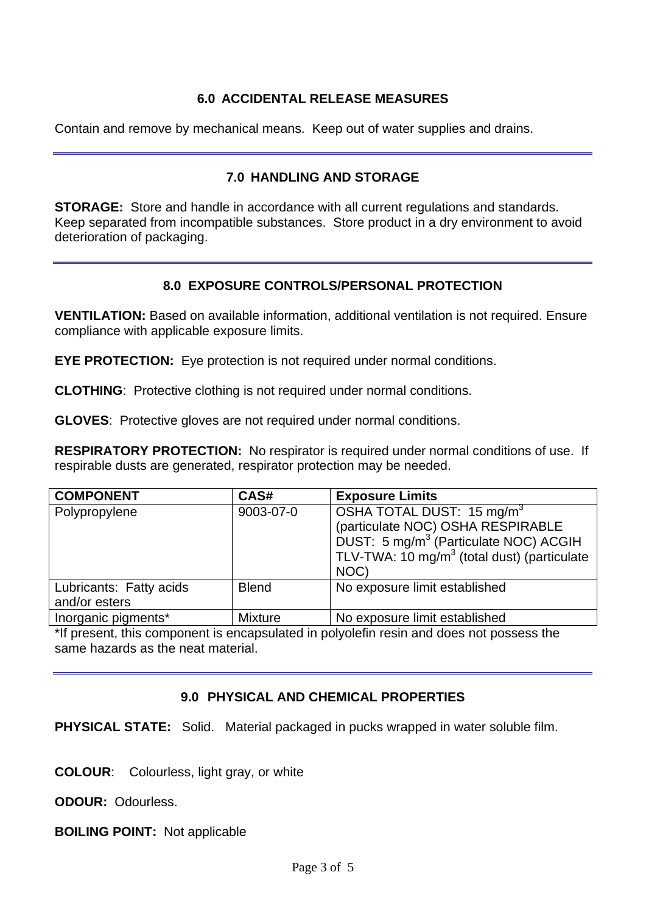## 6.0 ACCIDENTAL RELEASE MEASURES

Contain and remove by mechanical means. Keep out of water supplies and drains.

## 7.0 HANDLING AND STORAGE

**STORAGE:** Store and handle in accordance with all current regulations and standards. Keep separated from incompatible substances. Store product in a dry environment to avoid deterioration of packaging.

## 8.0 EXPOSURE CONTROLS/PERSONAL PROTECTION

**VENTILATION:** Based on available information, additional ventilation is not required. Ensure compliance with applicable exposure limits.

**EYE PROTECTION:** Eye protection is not required under normal conditions.

**CLOTHING**: Protective clothing is not required under normal conditions.

**GLOVES**: Protective gloves are not required under normal conditions.

**RESPIRATORY PROTECTION:** No respirator is required under normal conditions of use. If respirable dusts are generated, respirator protection may be needed.

| COMPONENT | CAS# | Exposure Limits |
|---|---|---|
| Polypropylene | 9003-07-0 | OSHA TOTAL DUST: 15 mg/m$^3$ (particulate NOC) OSHA RESPIRABLE DUST: 5 mg/m$^3$ (Particulate NOC) ACGIH TLV-TWA: 10 mg/m$^3$ (total dust) (particulate NOC) |
| Lubricants: Fatty acids and/or esters | Blend | No exposure limit established |
| Inorganic pigments* | Mixture | No exposure limit established |

*If present, this component is encapsulated in polyolefin resin and does not possess the same hazards as the neat material.

## 9.0 PHYSICAL AND CHEMICAL PROPERTIES

**PHYSICAL STATE:** Solid. Material packaged in pucks wrapped in water soluble film.

**COLOUR**: Colourless, light gray, or white

**ODOUR:** Odourless.

**BOILING POINT:** Not applicable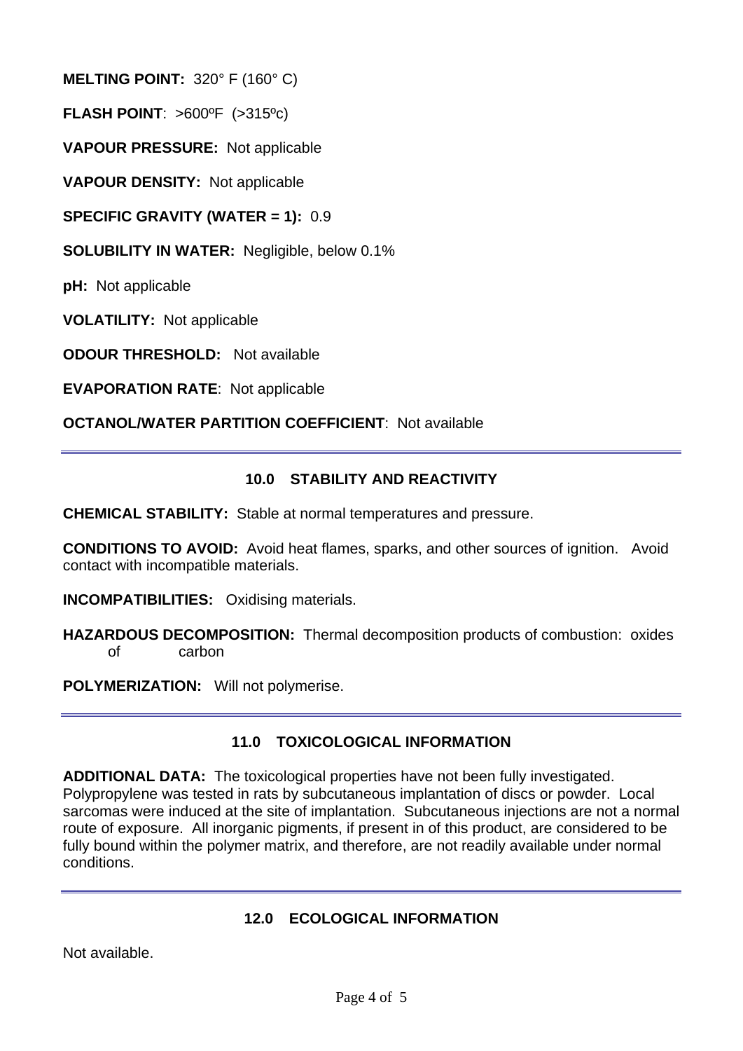**MELTING POINT:** 320° F (160° C)

**FLASH POINT**: >600ºF (>315ºc)

**VAPOUR PRESSURE:** Not applicable

**VAPOUR DENSITY:** Not applicable

**SPECIFIC GRAVITY (WATER = 1):** 0.9

**SOLUBILITY IN WATER:** Negligible, below 0.1%

**pH:** Not applicable

**VOLATILITY:** Not applicable

**ODOUR THRESHOLD:** Not available

**EVAPORATION RATE**: Not applicable

**OCTANOL/WATER PARTITION COEFFICIENT**: Not available

## 10.0 STABILITY AND REACTIVITY

**CHEMICAL STABILITY:** Stable at normal temperatures and pressure.

**CONDITIONS TO AVOID:** Avoid heat flames, sparks, and other sources of ignition. Avoid contact with incompatible materials.

**INCOMPATIBILITIES:** Oxidising materials.

**HAZARDOUS DECOMPOSITION:** Thermal decomposition products of combustion: oxides of carbon

**POLYMERIZATION:** Will not polymerise.

## 11.0 TOXICOLOGICAL INFORMATION

**ADDITIONAL DATA:** The toxicological properties have not been fully investigated. Polypropylene was tested in rats by subcutaneous implantation of discs or powder. Local sarcomas were induced at the site of implantation. Subcutaneous injections are not a normal route of exposure. All inorganic pigments, if present in of this product, are considered to be fully bound within the polymer matrix, and therefore, are not readily available under normal conditions.

## 12.0 ECOLOGICAL INFORMATION

Not available.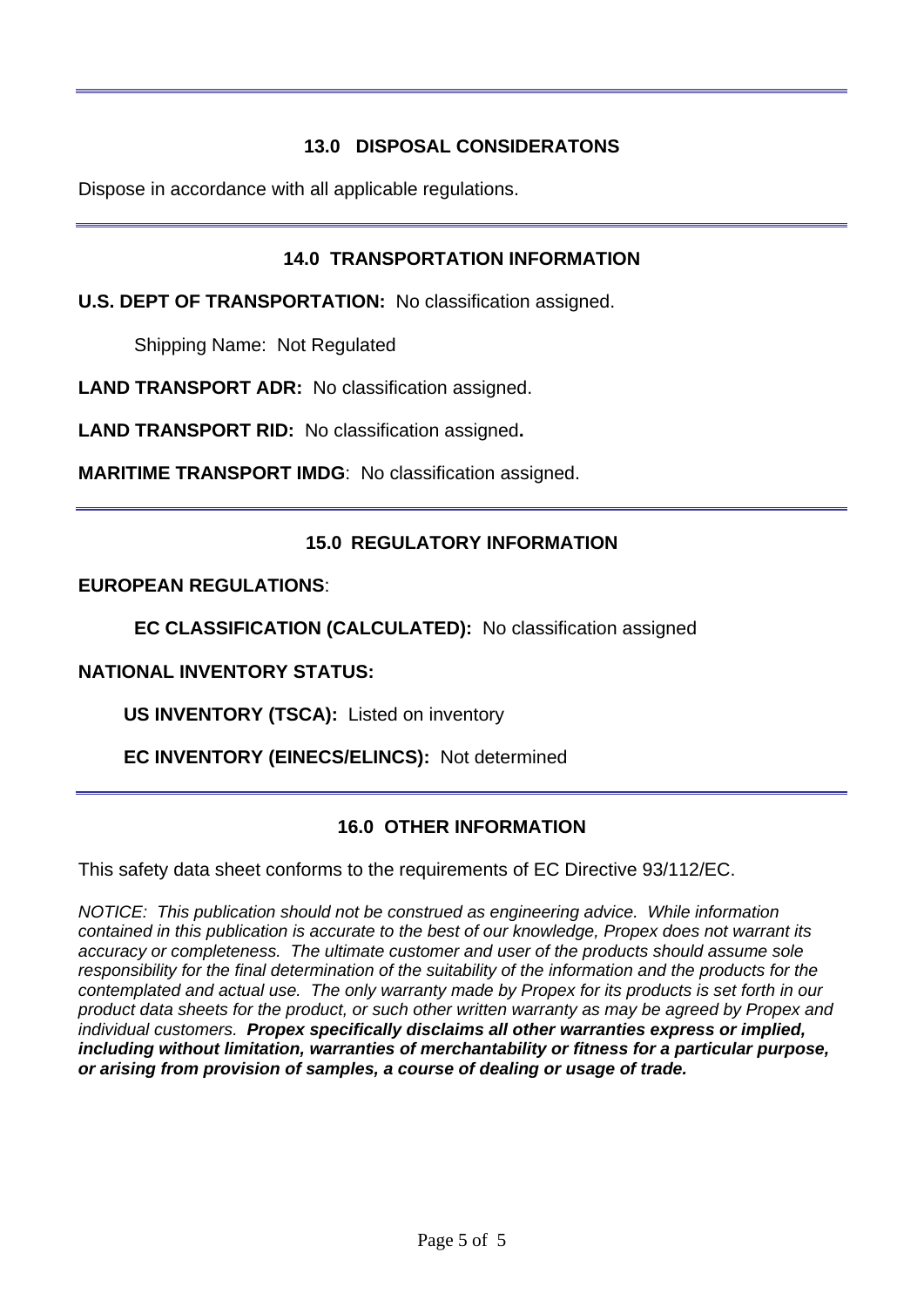## 13.0 DISPOSAL CONSIDERATONS

Dispose in accordance with all applicable regulations.

## 14.0 TRANSPORTATION INFORMATION

**U.S. DEPT OF TRANSPORTATION:** No classification assigned.

Shipping Name: Not Regulated

**LAND TRANSPORT ADR:** No classification assigned.

**LAND TRANSPORT RID:** No classification assigned**.**

**MARITIME TRANSPORT IMDG**: No classification assigned.

## 15.0 REGULATORY INFORMATION

**EUROPEAN REGULATIONS**:

**EC CLASSIFICATION (CALCULATED):** No classification assigned

**NATIONAL INVENTORY STATUS:**

**US INVENTORY (TSCA):** Listed on inventory

**EC INVENTORY (EINECS/ELINCS):** Not determined

## 16.0 OTHER INFORMATION

This safety data sheet conforms to the requirements of EC Directive 93/112/EC.

*NOTICE: This publication should not be construed as engineering advice. While information contained in this publication is accurate to the best of our knowledge, Propex does not warrant its accuracy or completeness. The ultimate customer and user of the products should assume sole responsibility for the final determination of the suitability of the information and the products for the contemplated and actual use. The only warranty made by Propex for its products is set forth in our product data sheets for the product, or such other written warranty as may be agreed by Propex and individual customers.* ***Propex specifically disclaims all other warranties express or implied, including without limitation, warranties of merchantability or fitness for a particular purpose, or arising from provision of samples, a course of dealing or usage of trade.***